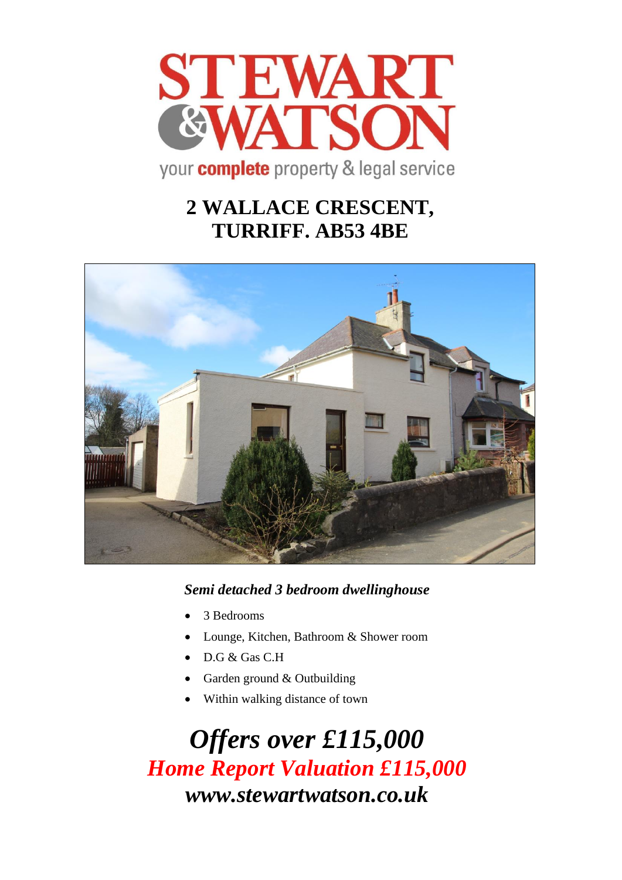# STEWART & WATSON

your **complete** property & legal service

## 2 WALLACE CRESCENT, TURRIFF. AB53 4BE

***Semi detached 3 bedroom dwellinghouse***

- 3 Bedrooms
- Lounge, Kitchen, Bathroom & Shower room
- D.G & Gas C.H
- Garden ground & Outbuilding
- Within walking distance of town

## *Offers over £115,000*

## *Home Report Valuation £115,000*

## *www.stewartwatson.co.uk*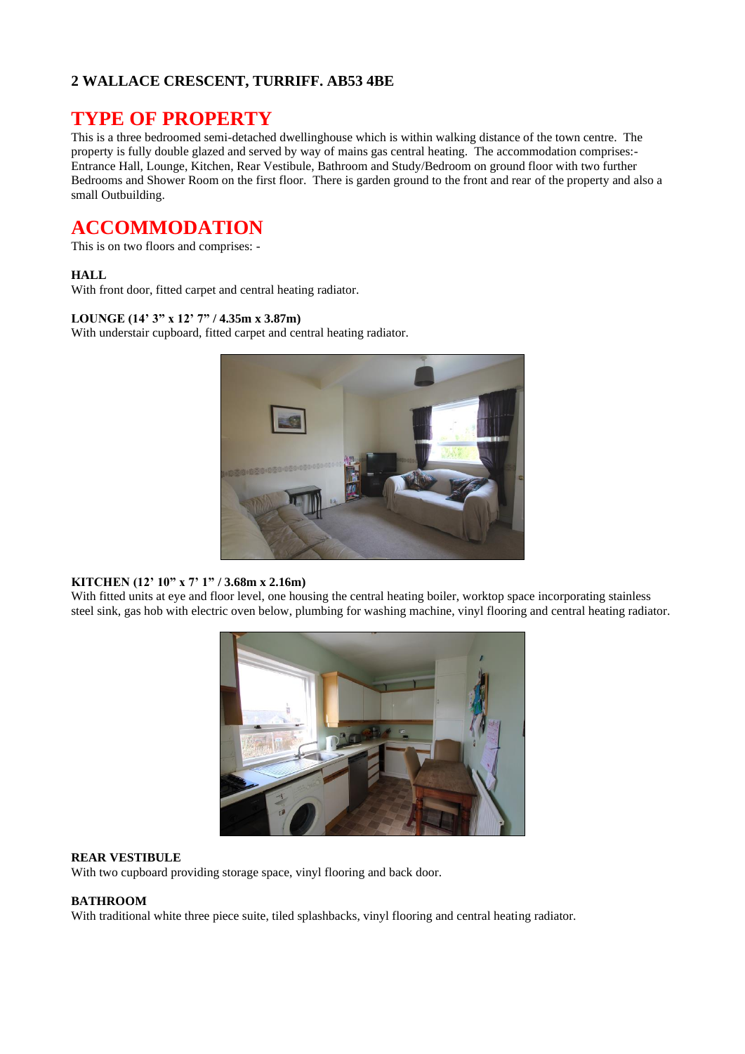**2 WALLACE CRESCENT, TURRIFF. AB53 4BE**

# TYPE OF PROPERTY

This is a three bedroomed semi-detached dwellinghouse which is within walking distance of the town centre. The property is fully double glazed and served by way of mains gas central heating. The accommodation comprises:- Entrance Hall, Lounge, Kitchen, Rear Vestibule, Bathroom and Study/Bedroom on ground floor with two further Bedrooms and Shower Room on the first floor. There is garden ground to the front and rear of the property and also a small Outbuilding.

# ACCOMMODATION

This is on two floors and comprises: -

**HALL**
With front door, fitted carpet and central heating radiator.

**LOUNGE (14' 3" x 12' 7" / 4.35m x 3.87m)**
With understair cupboard, fitted carpet and central heating radiator.

**KITCHEN (12' 10" x 7' 1" / 3.68m x 2.16m)**
With fitted units at eye and floor level, one housing the central heating boiler, worktop space incorporating stainless steel sink, gas hob with electric oven below, plumbing for washing machine, vinyl flooring and central heating radiator.

**REAR VESTIBULE**
With two cupboard providing storage space, vinyl flooring and back door.

**BATHROOM**
With traditional white three piece suite, tiled splashbacks, vinyl flooring and central heating radiator.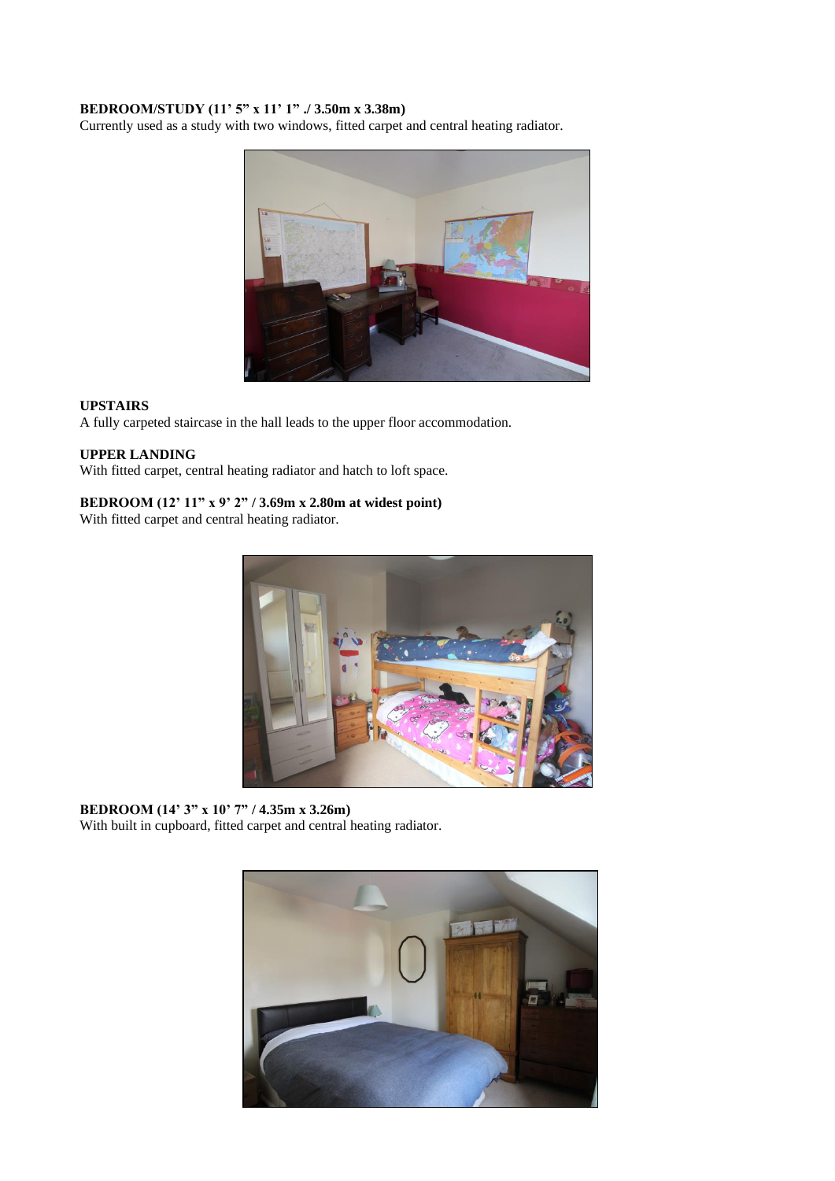**BEDROOM/STUDY (11' 5" x 11' 1" ./ 3.50m x 3.38m)**
Currently used as a study with two windows, fitted carpet and central heating radiator.

**UPSTAIRS**
A fully carpeted staircase in the hall leads to the upper floor accommodation.

**UPPER LANDING**
With fitted carpet, central heating radiator and hatch to loft space.

**BEDROOM (12' 11" x 9' 2" / 3.69m x 2.80m at widest point)**
With fitted carpet and central heating radiator.

**BEDROOM (14' 3" x 10' 7" / 4.35m x 3.26m)**
With built in cupboard, fitted carpet and central heating radiator.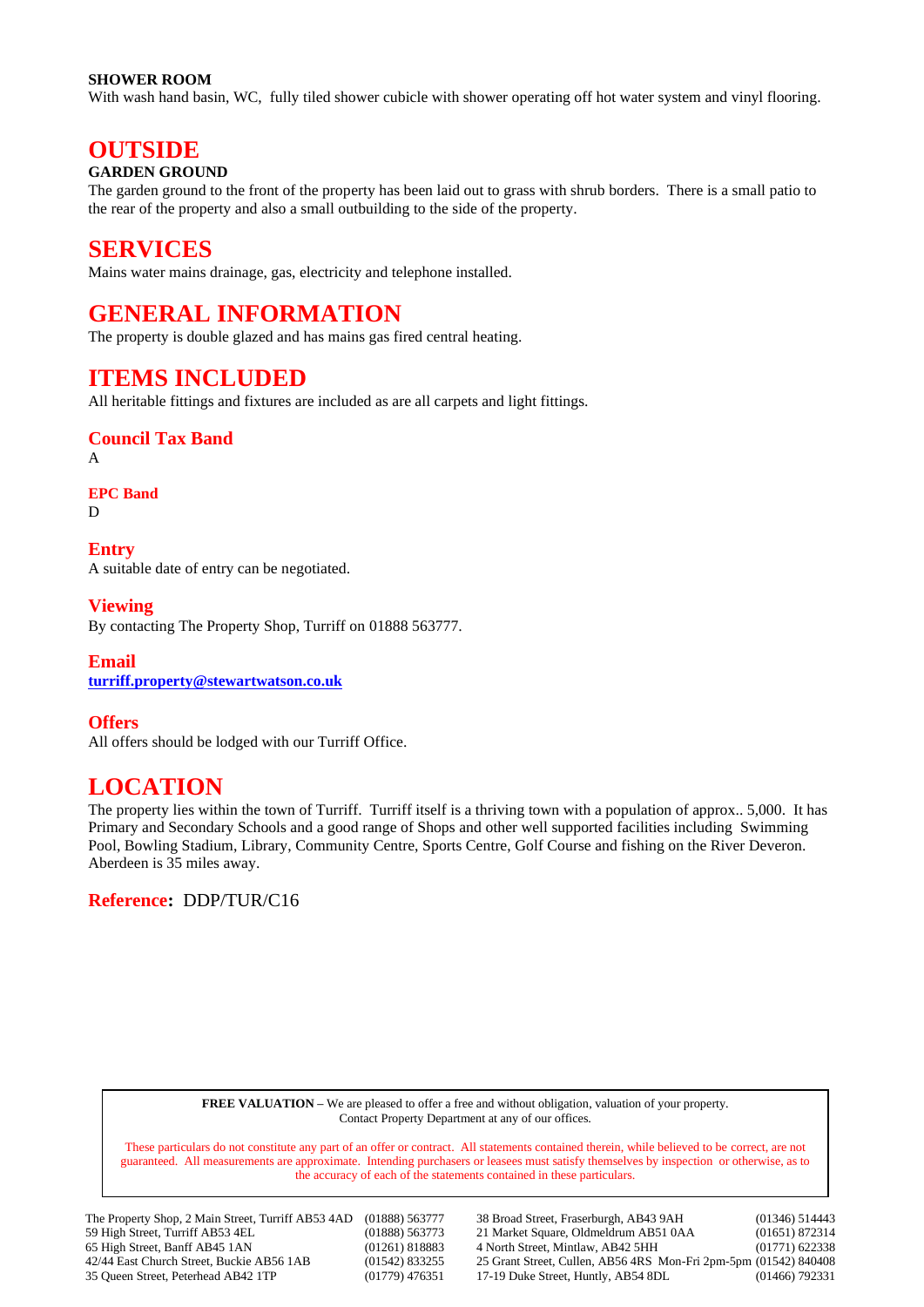**SHOWER ROOM**
With wash hand basin, WC, fully tiled shower cubicle with shower operating off hot water system and vinyl flooring.

# OUTSIDE

**GARDEN GROUND**
The garden ground to the front of the property has been laid out to grass with shrub borders. There is a small patio to the rear of the property and also a small outbuilding to the side of the property.

# SERVICES

Mains water mains drainage, gas, electricity and telephone installed.

# GENERAL INFORMATION

The property is double glazed and has mains gas fired central heating.

# ITEMS INCLUDED

All heritable fittings and fixtures are included as are all carpets and light fittings.

## Council Tax Band
A

### EPC Band
D

## Entry
A suitable date of entry can be negotiated.

## Viewing
By contacting The Property Shop, Turriff on 01888 563777.

## Email
**turriff.property@stewartwatson.co.uk**

## Offers
All offers should be lodged with our Turriff Office.

# LOCATION

The property lies within the town of Turriff. Turriff itself is a thriving town with a population of approx.. 5,000. It has Primary and Secondary Schools and a good range of Shops and other well supported facilities including Swimming Pool, Bowling Stadium, Library, Community Centre, Sports Centre, Golf Course and fishing on the River Deveron. Aberdeen is 35 miles away.

**Reference:** DDP/TUR/C16

**FREE VALUATION** – We are pleased to offer a free and without obligation, valuation of your property. Contact Property Department at any of our offices.

These particulars do not constitute any part of an offer or contract. All statements contained therein, while believed to be correct, are not guaranteed. All measurements are approximate. Intending purchasers or leasees must satisfy themselves by inspection or otherwise, as to the accuracy of each of the statements contained in these particulars.

| | | | |
|---|---|---|---|
| The Property Shop, 2 Main Street, Turriff AB53 4AD | (01888) 563777 | 38 Broad Street, Fraserburgh, AB43 9AH | (01346) 514443 |
| 59 High Street, Turriff AB53 4EL | (01888) 563773 | 21 Market Square, Oldmeldrum AB51 0AA | (01651) 872314 |
| 65 High Street, Banff AB45 1AN | (01261) 818883 | 4 North Street, Mintlaw, AB42 5HH | (01771) 622338 |
| 42/44 East Church Street, Buckie AB56 1AB | (01542) 833255 | 25 Grant Street, Cullen, AB56 4RS Mon-Fri 2pm-5pm | (01542) 840408 |
| 35 Queen Street, Peterhead AB42 1TP | (01779) 476351 | 17-19 Duke Street, Huntly, AB54 8DL | (01466) 792331 |